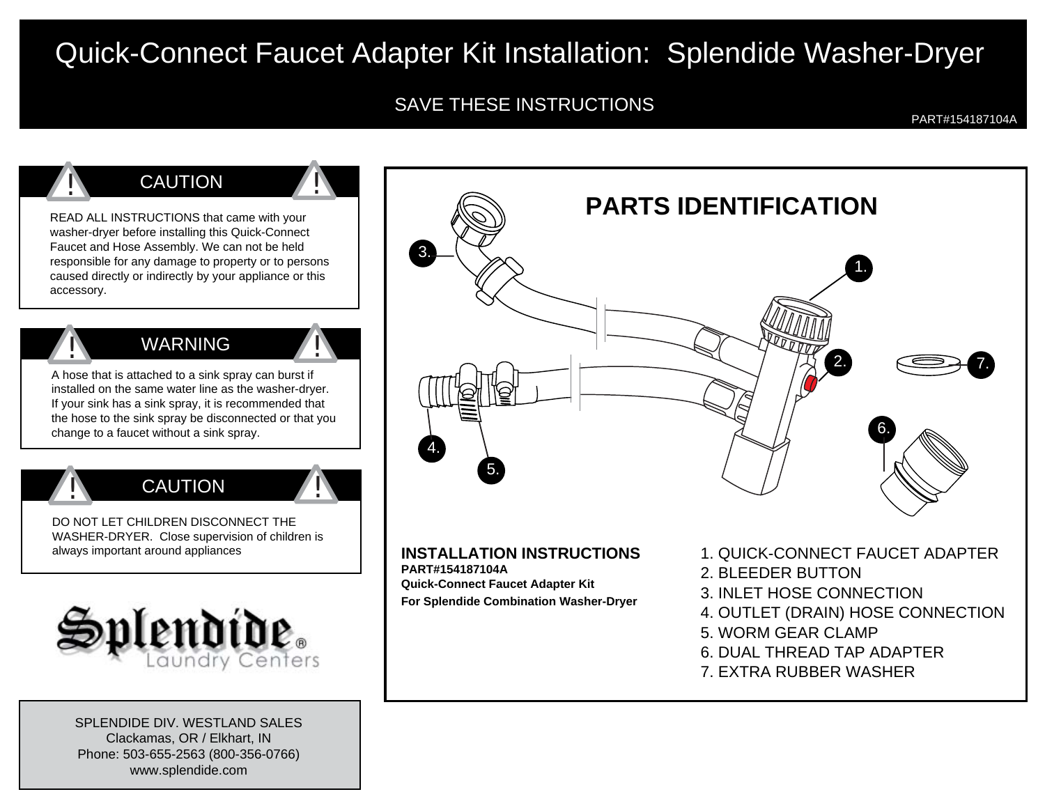# Quick-Connect Faucet Adapter Kit Installation: Splendide Washer-Dryer

SAVE THESE INSTRUCTIONS

PART#154187104A

## CAUTION

READ ALL INSTRUCTIONS that came with your washer-dryer before installing this Quick-Connect Faucet and Hose Assembly. We can not be held responsible for any damage to property or to persons caused directly or indirectly by your appliance or this accessory.

## WARNING

A hose that is attached to a sink spray can burst if installed on the same water line as the washer-dryer. If your sink has a sink spray, it is recommended that the hose to the sink spray be disconnected or that you change to a faucet without a sink spray.

## CAUTION

DO NOT LET CHILDREN DISCONNECT THE WASHER-DRYER. Close supervision of children is always important around appliances

Splendide® Laundry Centers

SPLENDIDE DIV. WESTLAND SALES
Clackamas, OR / Elkhart, IN
Phone: 503-655-2563 (800-356-0766)
www.splendide.com

## PARTS IDENTIFICATION

**INSTALLATION INSTRUCTIONS**
**PART#154187104A**
**Quick-Connect Faucet Adapter Kit**
**For Splendide Combination Washer-Dryer**

1. QUICK-CONNECT FAUCET ADAPTER
2. BLEEDER BUTTON
3. INLET HOSE CONNECTION
4. OUTLET (DRAIN) HOSE CONNECTION
5. WORM GEAR CLAMP
6. DUAL THREAD TAP ADAPTER
7. EXTRA RUBBER WASHER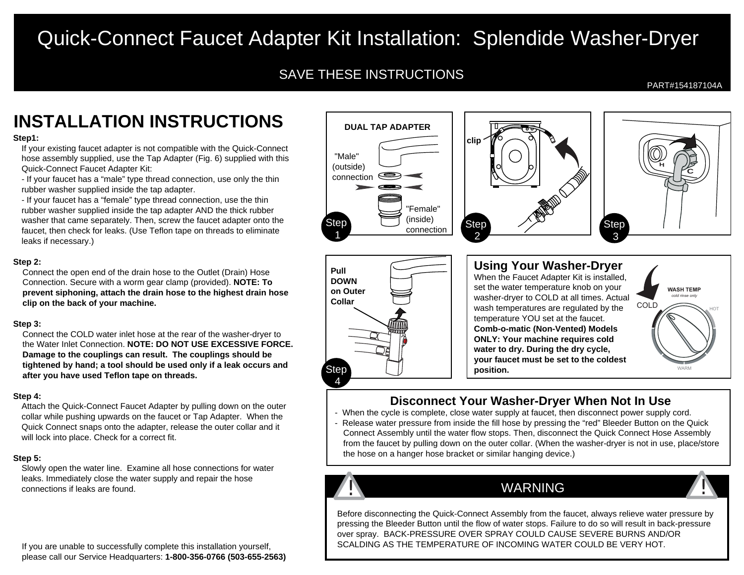# Quick-Connect Faucet Adapter Kit Installation: Splendide Washer-Dryer

SAVE THESE INSTRUCTIONS

PART#154187104A

## INSTALLATION INSTRUCTIONS

**Step1:**

If your existing faucet adapter is not compatible with the Quick-Connect hose assembly supplied, use the Tap Adapter (Fig. 6) supplied with this Quick-Connect Faucet Adapter Kit:
- If your faucet has a "male" type thread connection, use only the thin rubber washer supplied inside the tap adapter.
- If your faucet has a "female" type thread connection, use the thin rubber washer supplied inside the tap adapter AND the thick rubber washer that came separately. Then, screw the faucet adapter onto the faucet, then check for leaks. (Use Teflon tape on threads to eliminate leaks if necessary.)

**Step 2:**

Connect the open end of the drain hose to the Outlet (Drain) Hose Connection. Secure with a worm gear clamp (provided). **NOTE: To prevent siphoning, attach the drain hose to the highest drain hose clip on the back of your machine.**

**Step 3:**

Connect the COLD water inlet hose at the rear of the washer-dryer to the Water Inlet Connection. **NOTE: DO NOT USE EXCESSIVE FORCE. Damage to the couplings can result. The couplings should be tightened by hand; a tool should be used only if a leak occurs and after you have used Teflon tape on threads.**

**Step 4:**

Attach the Quick-Connect Faucet Adapter by pulling down on the outer collar while pushing upwards on the faucet or Tap Adapter. When the Quick Connect snaps onto the adapter, release the outer collar and it will lock into place. Check for a correct fit.

**Step 5:**

Slowly open the water line. Examine all hose connections for water leaks. Immediately close the water supply and repair the hose connections if leaks are found.

If you are unable to successfully complete this installation yourself, please call our Service Headquarters: **1-800-356-0766 (503-655-2563)**

**DUAL TAP ADAPTER**

"Male" (outside) connection

"Female" (inside) connection

Step 1

clip

Step 2

H

C

Step 3

**Pull DOWN on Outer Collar**

Step 4

### Using Your Washer-Dryer

When the Faucet Adapter Kit is installed, set the water temperature knob on your washer-dryer to COLD at all times. Actual wash temperatures are regulated by the temperature YOU set at the faucet. **Comb-o-matic (Non-Vented) Models ONLY: Your machine requires cold water to dry. During the dry cycle, your faucet must be set to the coldest position.**

**WASH TEMP**
*cold rinse only*
COLD
HOT
WARM

### Disconnect Your Washer-Dryer When Not In Use

- When the cycle is complete, close water supply at faucet, then disconnect power supply cord.
- Release water pressure from inside the fill hose by pressing the "red" Bleeder Button on the Quick Connect Assembly until the water flow stops. Then, disconnect the Quick Connect Hose Assembly from the faucet by pulling down on the outer collar. (When the washer-dryer is not in use, place/store the hose on a hanger hose bracket or similar hanging device.)

### ! WARNING !

Before disconnecting the Quick-Connect Assembly from the faucet, always relieve water pressure by pressing the Bleeder Button until the flow of water stops. Failure to do so will result in back-pressure over spray. BACK-PRESSURE OVER SPRAY COULD CAUSE SEVERE BURNS AND/OR SCALDING AS THE TEMPERATURE OF INCOMING WATER COULD BE VERY HOT.